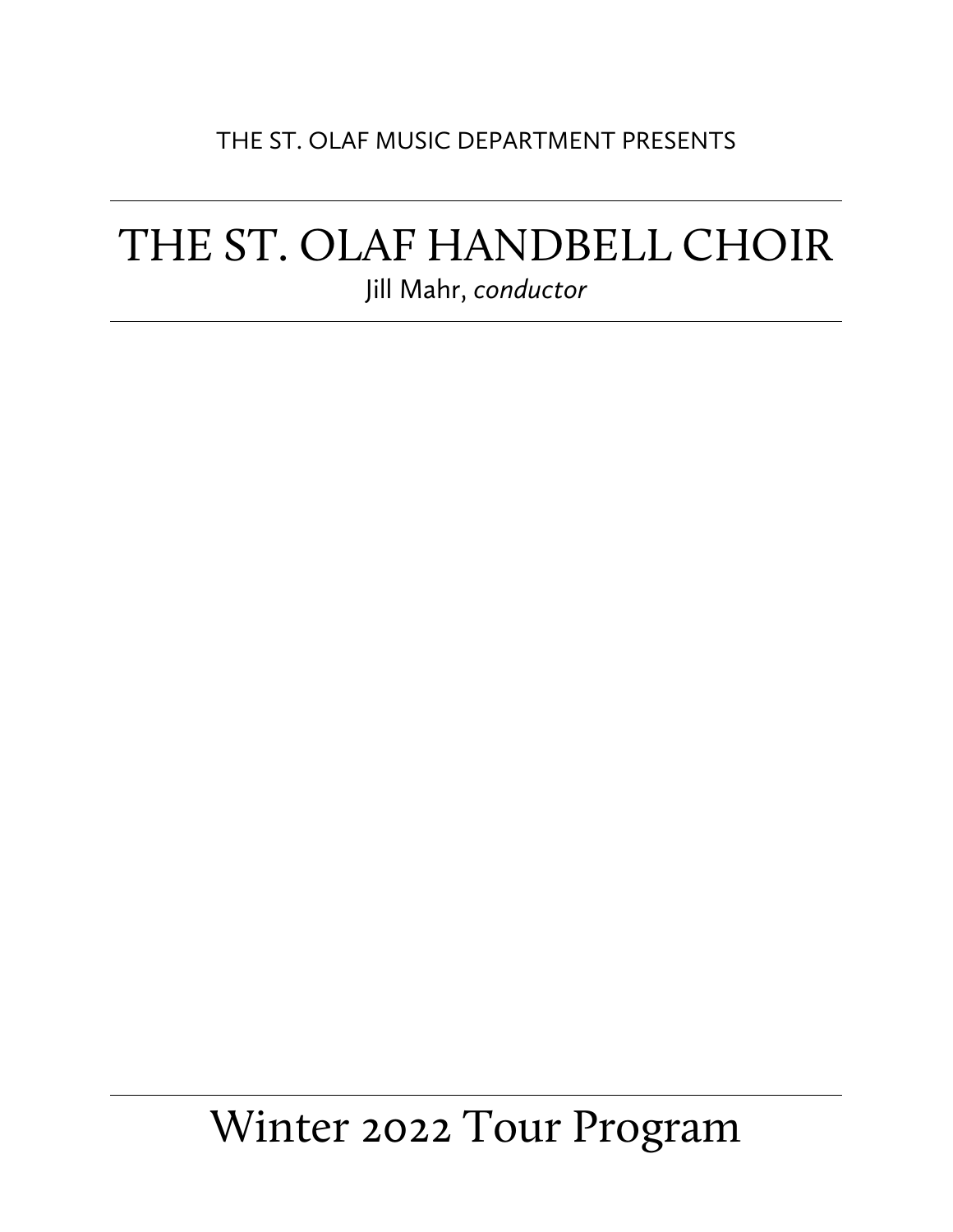THE ST. OLAF MUSIC DEPARTMENT PRESENTS

# THE ST. OLAF HANDBELL CHOIR

Jill Mahr, *conductor*

## Winter 2022 Tour Program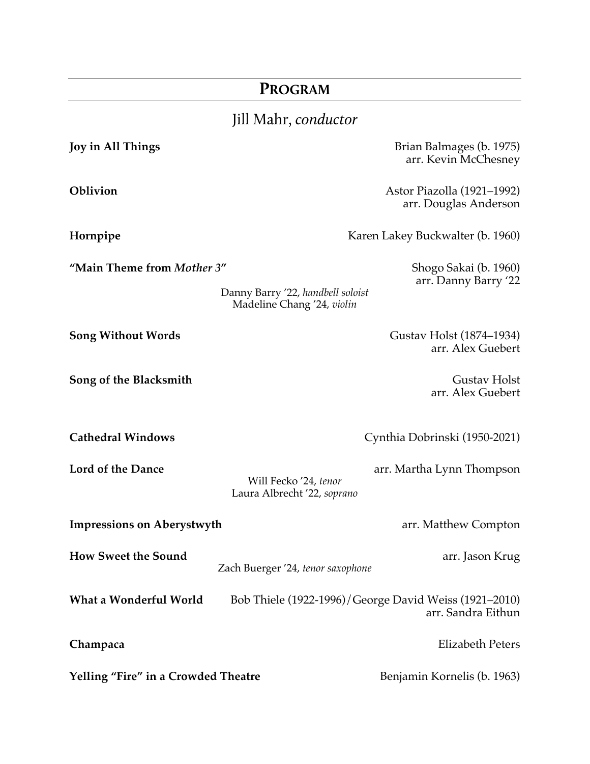## PROGRAM

### Jill Mahr, *conductor*

**Joy in All Things** — Brian Balmages (b. 1975)
arr. Kevin McChesney

**Oblivion** — Astor Piazolla (1921–1992)
arr. Douglas Anderson

**Hornpipe** — Karen Lakey Buckwalter (b. 1960)

**"Main Theme from *Mother 3*"** — Shogo Sakai (b. 1960)
arr. Danny Barry '22
Danny Barry '22, *handbell soloist*
Madeline Chang '24, *violin*

**Song Without Words** — Gustav Holst (1874–1934)
arr. Alex Guebert

**Song of the Blacksmith** — Gustav Holst
arr. Alex Guebert

**Cathedral Windows** — Cynthia Dobrinski (1950-2021)

**Lord of the Dance** — arr. Martha Lynn Thompson
Will Fecko '24, *tenor*
Laura Albrecht '22, *soprano*

**Impressions on Aberystwyth** — arr. Matthew Compton

**How Sweet the Sound** — arr. Jason Krug
Zach Buerger '24, *tenor saxophone*

**What a Wonderful World** — Bob Thiele (1922-1996)/George David Weiss (1921–2010)
arr. Sandra Eithun

**Champaca** — Elizabeth Peters

**Yelling "Fire" in a Crowded Theatre** — Benjamin Kornelis (b. 1963)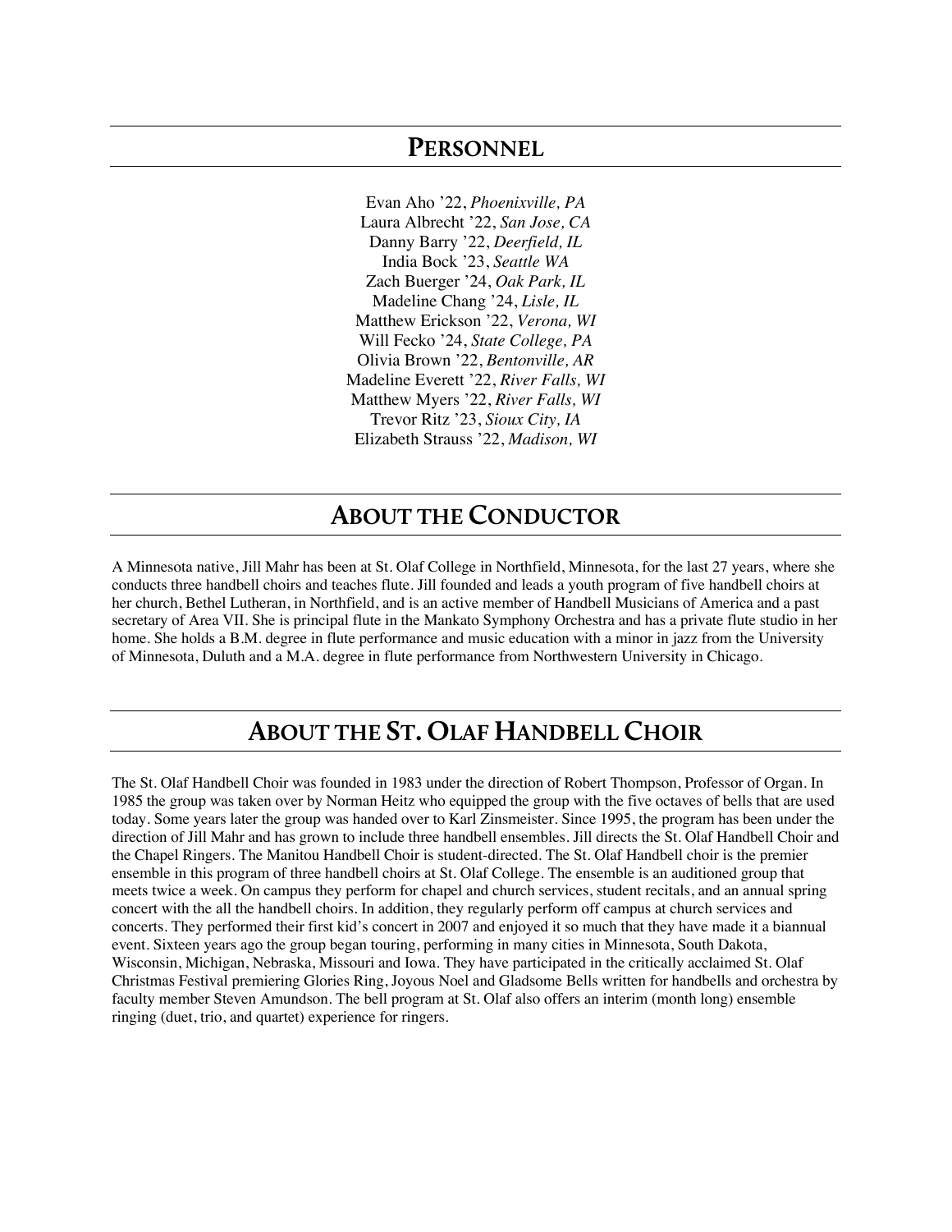## Personnel

Evan Aho ’22, *Phoenixville, PA*
Laura Albrecht ’22, *San Jose, CA*
Danny Barry ’22, *Deerfield, IL*
India Bock ’23, *Seattle WA*
Zach Buerger ’24, *Oak Park, IL*
Madeline Chang ’24, *Lisle, IL*
Matthew Erickson ’22, *Verona, WI*
Will Fecko ’24, *State College, PA*
Olivia Brown ’22, *Bentonville, AR*
Madeline Everett ’22, *River Falls, WI*
Matthew Myers ’22, *River Falls, WI*
Trevor Ritz ’23, *Sioux City, IA*
Elizabeth Strauss ’22, *Madison, WI*

## About the Conductor

A Minnesota native, Jill Mahr has been at St. Olaf College in Northfield, Minnesota, for the last 27 years, where she conducts three handbell choirs and teaches flute. Jill founded and leads a youth program of five handbell choirs at her church, Bethel Lutheran, in Northfield, and is an active member of Handbell Musicians of America and a past secretary of Area VII. She is principal flute in the Mankato Symphony Orchestra and has a private flute studio in her home. She holds a B.M. degree in flute performance and music education with a minor in jazz from the University of Minnesota, Duluth and a M.A. degree in flute performance from Northwestern University in Chicago.

## About the St. Olaf Handbell Choir

The St. Olaf Handbell Choir was founded in 1983 under the direction of Robert Thompson, Professor of Organ. In 1985 the group was taken over by Norman Heitz who equipped the group with the five octaves of bells that are used today. Some years later the group was handed over to Karl Zinsmeister. Since 1995, the program has been under the direction of Jill Mahr and has grown to include three handbell ensembles. Jill directs the St. Olaf Handbell Choir and the Chapel Ringers. The Manitou Handbell Choir is student-directed. The St. Olaf Handbell choir is the premier ensemble in this program of three handbell choirs at St. Olaf College. The ensemble is an auditioned group that meets twice a week. On campus they perform for chapel and church services, student recitals, and an annual spring concert with the all the handbell choirs. In addition, they regularly perform off campus at church services and concerts. They performed their first kid’s concert in 2007 and enjoyed it so much that they have made it a biannual event. Sixteen years ago the group began touring, performing in many cities in Minnesota, South Dakota, Wisconsin, Michigan, Nebraska, Missouri and Iowa. They have participated in the critically acclaimed St. Olaf Christmas Festival premiering Glories Ring, Joyous Noel and Gladsome Bells written for handbells and orchestra by faculty member Steven Amundson. The bell program at St. Olaf also offers an interim (month long) ensemble ringing (duet, trio, and quartet) experience for ringers.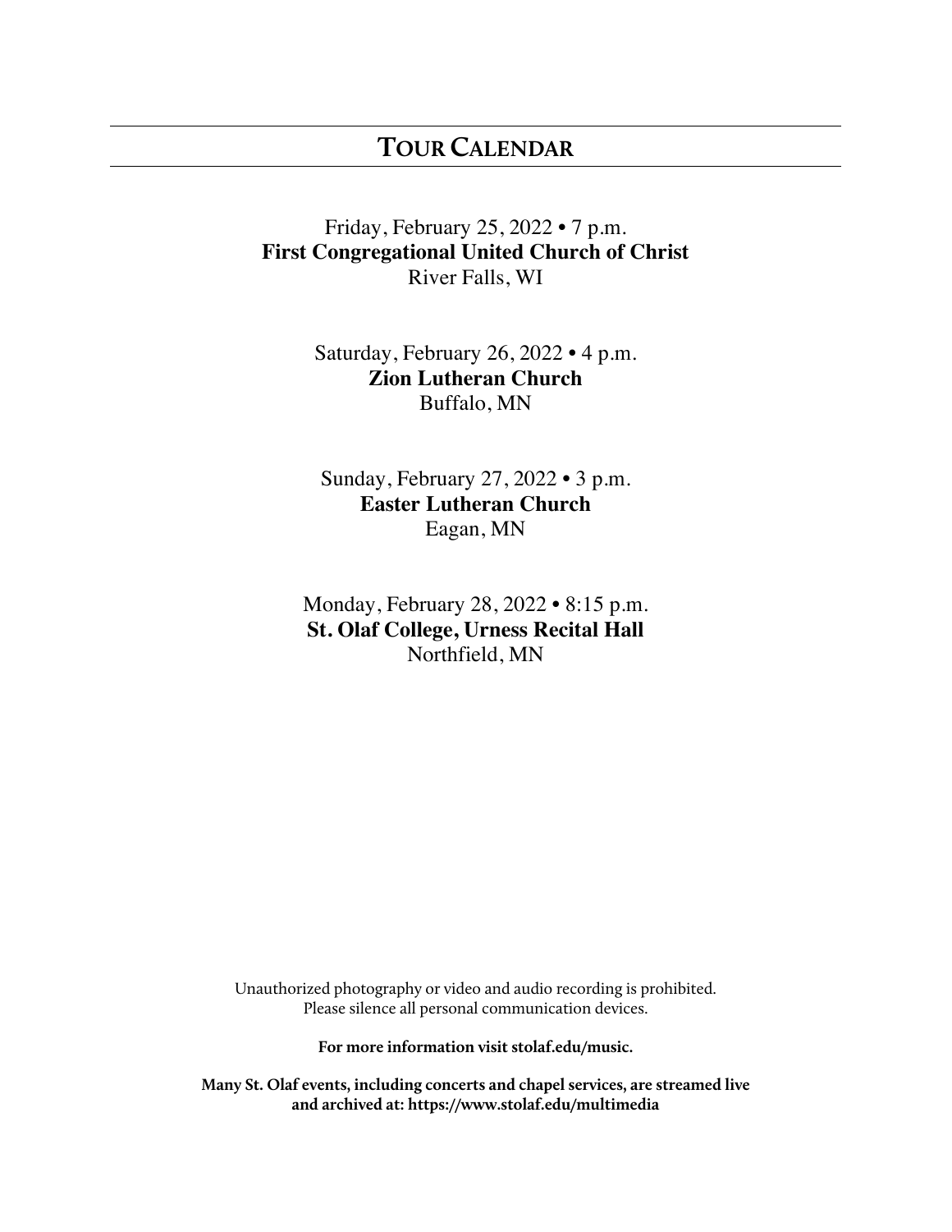## TOUR CALENDAR

Friday, February 25, 2022 • 7 p.m.
**First Congregational United Church of Christ**
River Falls, WI

Saturday, February 26, 2022 • 4 p.m.
**Zion Lutheran Church**
Buffalo, MN

Sunday, February 27, 2022 • 3 p.m.
**Easter Lutheran Church**
Eagan, MN

Monday, February 28, 2022 • 8:15 p.m.
**St. Olaf College, Urness Recital Hall**
Northfield, MN

Unauthorized photography or video and audio recording is prohibited.
Please silence all personal communication devices.

**For more information visit stolaf.edu/music.**

**Many St. Olaf events, including concerts and chapel services, are streamed live and archived at: https://www.stolaf.edu/multimedia**